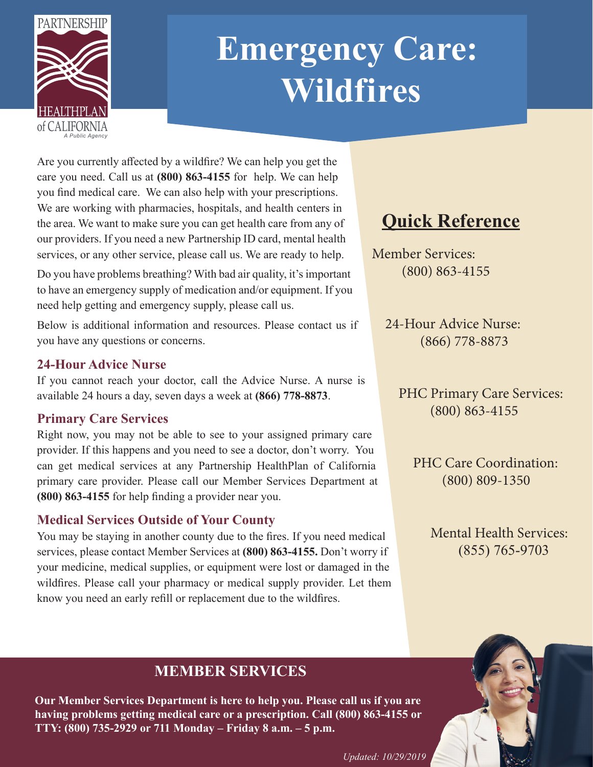PARTNERSHIP HEALTHPLAN of CALIFORNIA
*A Public Agency*

# Emergency Care: Wildfires

Are you currently affected by a wildfire? We can help you get the care you need. Call us at **(800) 863-4155** for help. We can help you find medical care. We can also help with your prescriptions. We are working with pharmacies, hospitals, and health centers in the area. We want to make sure you can get health care from any of our providers. If you need a new Partnership ID card, mental health services, or any other service, please call us. We are ready to help.

Do you have problems breathing? With bad air quality, it's important to have an emergency supply of medication and/or equipment. If you need help getting and emergency supply, please call us.

Below is additional information and resources. Please contact us if you have any questions or concerns.

### 24-Hour Advice Nurse

If you cannot reach your doctor, call the Advice Nurse. A nurse is available 24 hours a day, seven days a week at **(866) 778-8873**.

### Primary Care Services

Right now, you may not be able to see to your assigned primary care provider. If this happens and you need to see a doctor, don't worry. You can get medical services at any Partnership HealthPlan of California primary care provider. Please call our Member Services Department at **(800) 863-4155** for help finding a provider near you.

### Medical Services Outside of Your County

You may be staying in another county due to the fires. If you need medical services, please contact Member Services at **(800) 863-4155.** Don't worry if your medicine, medical supplies, or equipment were lost or damaged in the wildfires. Please call your pharmacy or medical supply provider. Let them know you need an early refill or replacement due to the wildfires.

## Quick Reference

Member Services:
(800) 863-4155

24-Hour Advice Nurse:
(866) 778-8873

PHC Primary Care Services:
(800) 863-4155

PHC Care Coordination:
(800) 809-1350

Mental Health Services:
(855) 765-9703

## MEMBER SERVICES

**Our Member Services Department is here to help you. Please call us if you are having problems getting medical care or a prescription. Call (800) 863-4155 or TTY: (800) 735-2929 or 711 Monday – Friday 8 a.m. – 5 p.m.**

*Updated: 10/29/2019*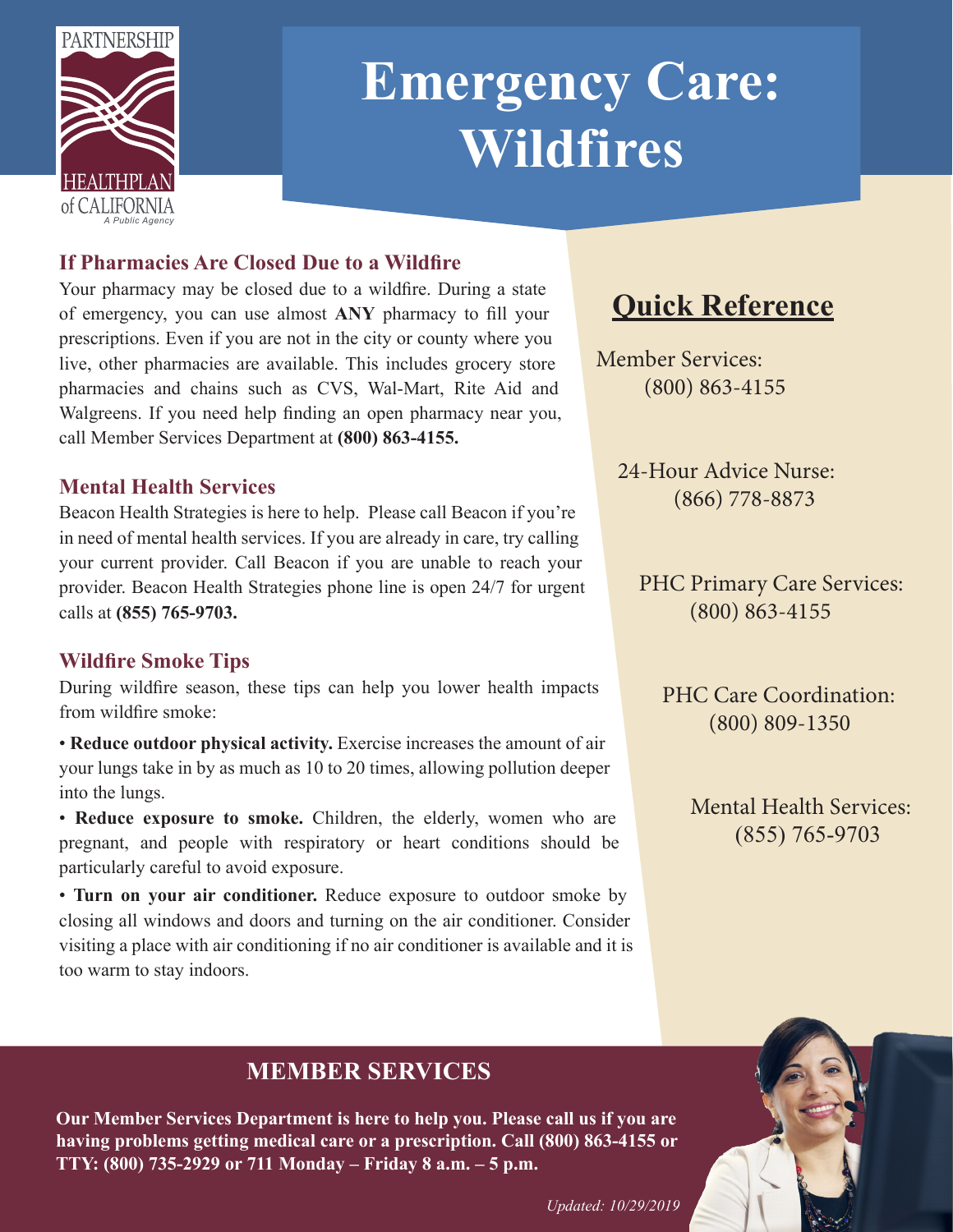PARTNERSHIP HEALTHPLAN of CALIFORNIA
*A Public Agency*

# Emergency Care: Wildfires

### If Pharmacies Are Closed Due to a Wildfire

Your pharmacy may be closed due to a wildfire. During a state of emergency, you can use almost **ANY** pharmacy to fill your prescriptions. Even if you are not in the city or county where you live, other pharmacies are available. This includes grocery store pharmacies and chains such as CVS, Wal-Mart, Rite Aid and Walgreens. If you need help finding an open pharmacy near you, call Member Services Department at **(800) 863-4155.**

### Mental Health Services

Beacon Health Strategies is here to help. Please call Beacon if you're in need of mental health services. If you are already in care, try calling your current provider. Call Beacon if you are unable to reach your provider. Beacon Health Strategies phone line is open 24/7 for urgent calls at **(855) 765-9703.**

### Wildfire Smoke Tips

During wildfire season, these tips can help you lower health impacts from wildfire smoke:

- **Reduce outdoor physical activity.** Exercise increases the amount of air your lungs take in by as much as 10 to 20 times, allowing pollution deeper into the lungs.
- **Reduce exposure to smoke.** Children, the elderly, women who are pregnant, and people with respiratory or heart conditions should be particularly careful to avoid exposure.
- **Turn on your air conditioner.** Reduce exposure to outdoor smoke by closing all windows and doors and turning on the air conditioner. Consider visiting a place with air conditioning if no air conditioner is available and it is too warm to stay indoors.

## Quick Reference

Member Services:
(800) 863-4155

24-Hour Advice Nurse:
(866) 778-8873

PHC Primary Care Services:
(800) 863-4155

PHC Care Coordination:
(800) 809-1350

Mental Health Services:
(855) 765-9703

## MEMBER SERVICES

**Our Member Services Department is here to help you. Please call us if you are having problems getting medical care or a prescription. Call (800) 863-4155 or TTY: (800) 735-2929 or 711 Monday – Friday 8 a.m. – 5 p.m.**

*Updated: 10/29/2019*